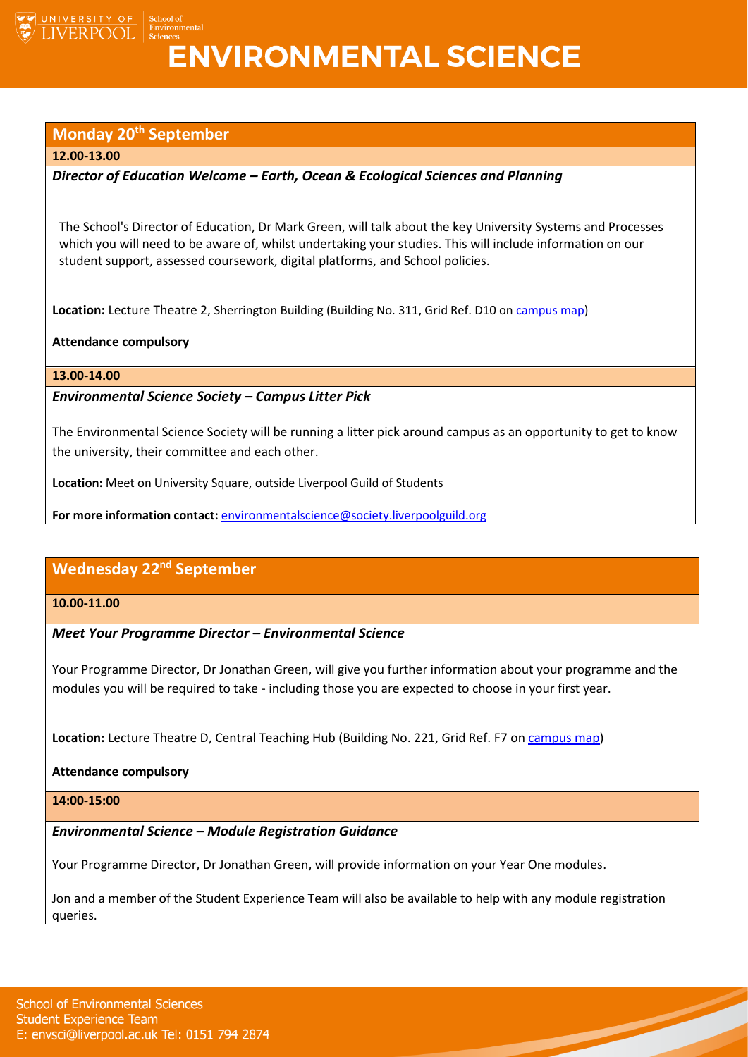# ENVIRONMENTAL SCIENCE

## Monday 20th September

**12.00-13.00**

***Director of Education Welcome – Earth, Ocean & Ecological Sciences and Planning***

The School's Director of Education, Dr Mark Green, will talk about the key University Systems and Processes which you will need to be aware of, whilst undertaking your studies. This will include information on our student support, assessed coursework, digital platforms, and School policies.

**Location:** Lecture Theatre 2, Sherrington Building (Building No. 311, Grid Ref. D10 on campus map)

**Attendance compulsory**

**13.00-14.00**

***Environmental Science Society – Campus Litter Pick***

The Environmental Science Society will be running a litter pick around campus as an opportunity to get to know the university, their committee and each other.

**Location:** Meet on University Square, outside Liverpool Guild of Students

**For more information contact:** environmentalscience@society.liverpoolguild.org

## Wednesday 22nd September

**10.00-11.00**

***Meet Your Programme Director – Environmental Science***

Your Programme Director, Dr Jonathan Green, will give you further information about your programme and the modules you will be required to take - including those you are expected to choose in your first year.

**Location:** Lecture Theatre D, Central Teaching Hub (Building No. 221, Grid Ref. F7 on campus map)

**Attendance compulsory**

**14:00-15:00**

***Environmental Science – Module Registration Guidance***

Your Programme Director, Dr Jonathan Green, will provide information on your Year One modules.

Jon and a member of the Student Experience Team will also be available to help with any module registration queries.

School of Environmental Sciences
Student Experience Team
E: envsci@liverpool.ac.uk Tel: 0151 794 2874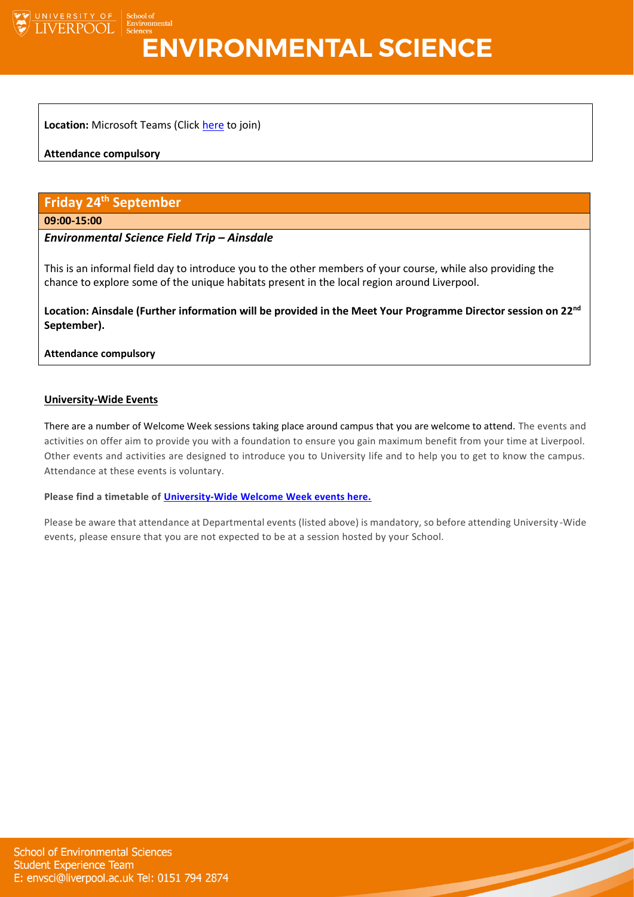**Location:** Microsoft Teams (Click here to join)

**Attendance compulsory**

## Friday 24th September

**09:00-15:00**

***Environmental Science Field Trip – Ainsdale***

This is an informal field day to introduce you to the other members of your course, while also providing the chance to explore some of the unique habitats present in the local region around Liverpool.

**Location: Ainsdale (Further information will be provided in the Meet Your Programme Director session on 22nd September).**

**Attendance compulsory**

**University-Wide Events**

There are a number of Welcome Week sessions taking place around campus that you are welcome to attend. The events and activities on offer aim to provide you with a foundation to ensure you gain maximum benefit from your time at Liverpool. Other events and activities are designed to introduce you to University life and to help you to get to know the campus. Attendance at these events is voluntary.

**Please find a timetable of University-Wide Welcome Week events here.**

Please be aware that attendance at Departmental events (listed above) is mandatory, so before attending University-Wide events, please ensure that you are not expected to be at a session hosted by your School.